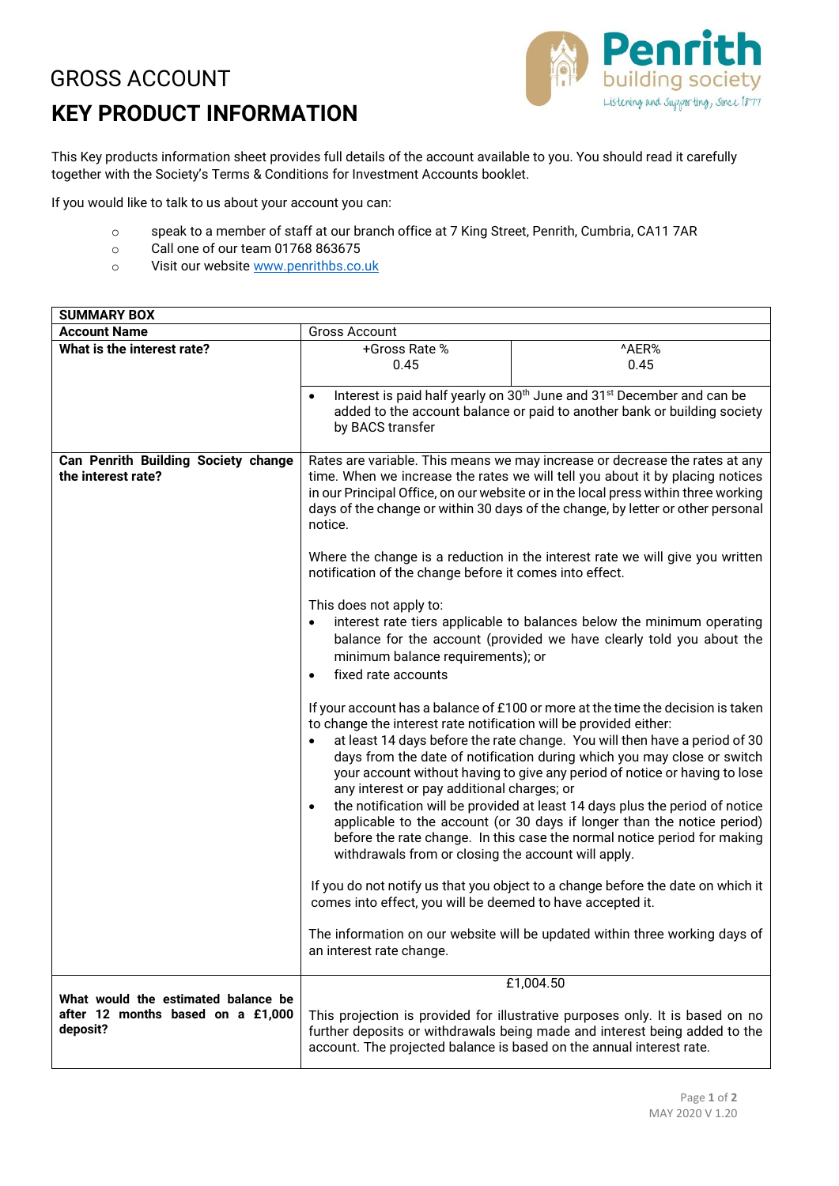# GROSS ACCOUNT

# KEY PRODUCT INFORMATION

This Key products information sheet provides full details of the account available to you. You should read it carefully together with the Society's Terms & Conditions for Investment Accounts booklet.

If you would like to talk to us about your account you can:

- speak to a member of staff at our branch office at 7 King Street, Penrith, Cumbria, CA11 7AR
- Call one of our team 01768 863675
- Visit our website www.penrithbs.co.uk

| SUMMARY BOX | | |
|---|---|---|
| **Account Name** | Gross Account | |
| **What is the interest rate?** | +Gross Rate %<br>0.45 | ^AER%<br>0.45 |
| | • Interest is paid half yearly on 30th June and 31st December and can be added to the account balance or paid to another bank or building society by BACS transfer | |
| **Can Penrith Building Society change the interest rate?** | Rates are variable. This means we may increase or decrease the rates at any time. When we increase the rates we will tell you about it by placing notices in our Principal Office, on our website or in the local press within three working days of the change or within 30 days of the change, by letter or other personal notice.<br><br>Where the change is a reduction in the interest rate we will give you written notification of the change before it comes into effect.<br><br>This does not apply to:<br>• interest rate tiers applicable to balances below the minimum operating balance for the account (provided we have clearly told you about the minimum balance requirements); or<br>• fixed rate accounts<br><br>If your account has a balance of £100 or more at the time the decision is taken to change the interest rate notification will be provided either:<br>• at least 14 days before the rate change. You will then have a period of 30 days from the date of notification during which you may close or switch your account without having to give any period of notice or having to lose any interest or pay additional charges; or<br>• the notification will be provided at least 14 days plus the period of notice applicable to the account (or 30 days if longer than the notice period) before the rate change. In this case the normal notice period for making withdrawals from or closing the account will apply.<br><br>If you do not notify us that you object to a change before the date on which it comes into effect, you will be deemed to have accepted it.<br><br>The information on our website will be updated within three working days of an interest rate change. | |
| **What would the estimated balance be after 12 months based on a £1,000 deposit?** | £1,004.50<br><br>This projection is provided for illustrative purposes only. It is based on no further deposits or withdrawals being made and interest being added to the account. The projected balance is based on the annual interest rate. | |

MAY 2020 V 1.20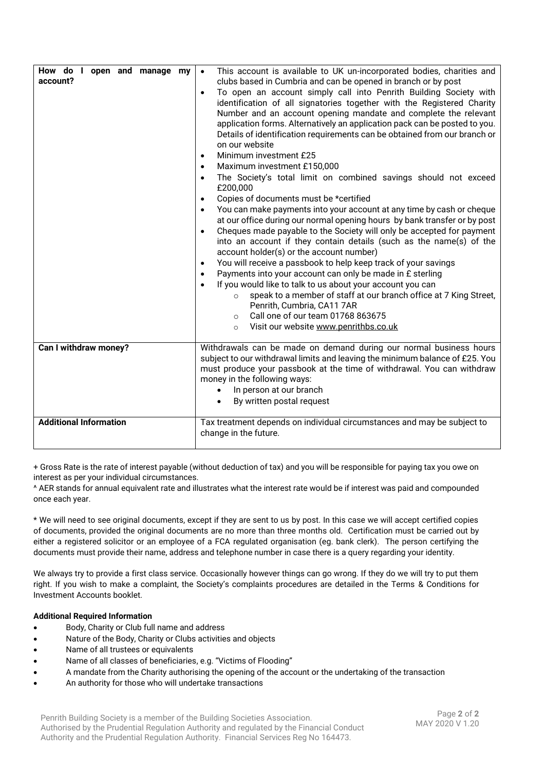| | |
|---|---|
| **How do I open and manage my account?** | • This account is available to UK un-incorporated bodies, charities and clubs based in Cumbria and can be opened in branch or by post<br>• To open an account simply call into Penrith Building Society with identification of all signatories together with the Registered Charity Number and an account opening mandate and complete the relevant application forms. Alternatively an application pack can be posted to you. Details of identification requirements can be obtained from our branch or on our website<br>• Minimum investment £25<br>• Maximum investment £150,000<br>• The Society's total limit on combined savings should not exceed £200,000<br>• Copies of documents must be *certified<br>• You can make payments into your account at any time by cash or cheque at our office during our normal opening hours by bank transfer or by post<br>• Cheques made payable to the Society will only be accepted for payment into an account if they contain details (such as the name(s) of the account holder(s) or the account number)<br>• You will receive a passbook to help keep track of your savings<br>• Payments into your account can only be made in £ sterling<br>• If you would like to talk to us about your account you can<br>  ○ speak to a member of staff at our branch office at 7 King Street, Penrith, Cumbria, CA11 7AR<br>  ○ Call one of our team 01768 863675<br>  ○ Visit our website www.penrithbs.co.uk |
| **Can I withdraw money?** | Withdrawals can be made on demand during our normal business hours subject to our withdrawal limits and leaving the minimum balance of £25. You must produce your passbook at the time of withdrawal. You can withdraw money in the following ways:<br>• In person at our branch<br>• By written postal request |
| **Additional Information** | Tax treatment depends on individual circumstances and may be subject to change in the future. |

+ Gross Rate is the rate of interest payable (without deduction of tax) and you will be responsible for paying tax you owe on interest as per your individual circumstances.

^ AER stands for annual equivalent rate and illustrates what the interest rate would be if interest was paid and compounded once each year.

* We will need to see original documents, except if they are sent to us by post. In this case we will accept certified copies of documents, provided the original documents are no more than three months old. Certification must be carried out by either a registered solicitor or an employee of a FCA regulated organisation (eg. bank clerk). The person certifying the documents must provide their name, address and telephone number in case there is a query regarding your identity.

We always try to provide a first class service. Occasionally however things can go wrong. If they do we will try to put them right. If you wish to make a complaint, the Society's complaints procedures are detailed in the Terms & Conditions for Investment Accounts booklet.

**Additional Required Information**

- Body, Charity or Club full name and address
- Nature of the Body, Charity or Clubs activities and objects
- Name of all trustees or equivalents
- Name of all classes of beneficiaries, e.g. "Victims of Flooding"
- A mandate from the Charity authorising the opening of the account or the undertaking of the transaction
- An authority for those who will undertake transactions

Penrith Building Society is a member of the Building Societies Association.
Authorised by the Prudential Regulation Authority and regulated by the Financial Conduct Authority and the Prudential Regulation Authority. Financial Services Reg No 164473.

MAY 2020 V 1.20